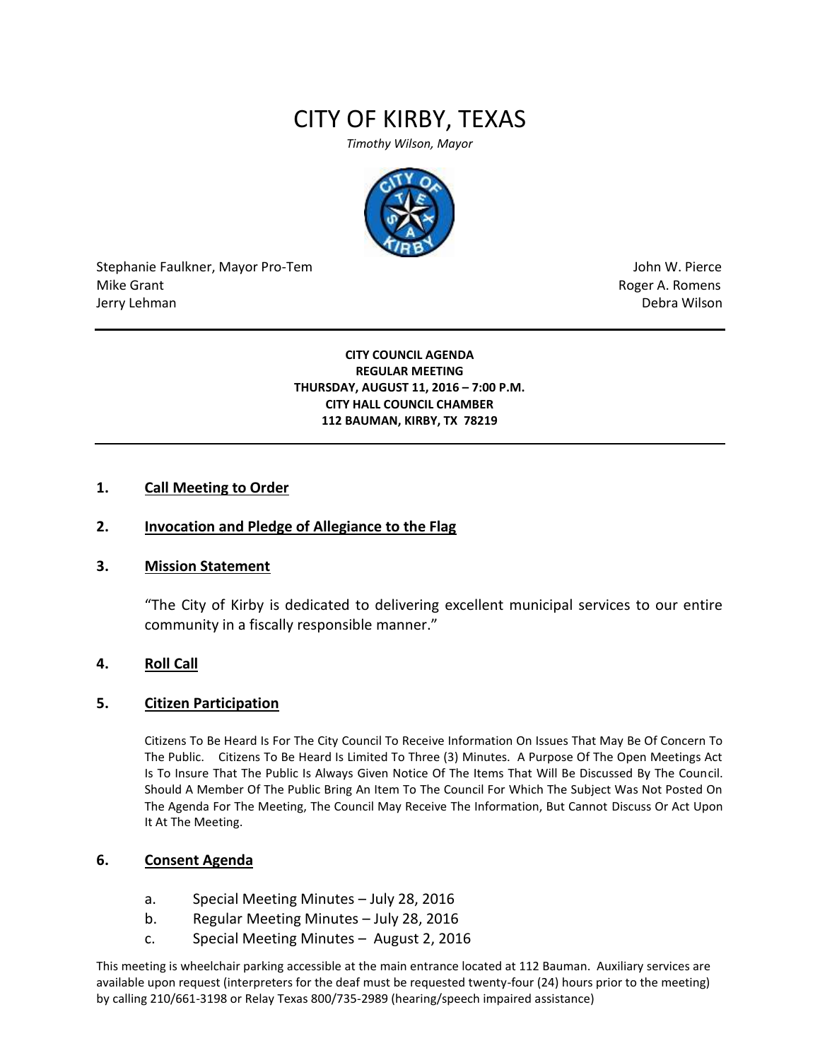# CITY OF KIRBY, TEXAS

*Timothy Wilson, Mayor*

Stephanie Faulkner, Mayor Pro-Tem
Mike Grant
Jerry Lehman

John W. Pierce
Roger A. Romens
Debra Wilson

---

**CITY COUNCIL AGENDA**
**REGULAR MEETING**
**THURSDAY, AUGUST 11, 2016 – 7:00 P.M.**
**CITY HALL COUNCIL CHAMBER**
**112 BAUMAN, KIRBY, TX 78219**

---

## 1. Call Meeting to Order

## 2. Invocation and Pledge of Allegiance to the Flag

## 3. Mission Statement

"The City of Kirby is dedicated to delivering excellent municipal services to our entire community in a fiscally responsible manner."

## 4. Roll Call

## 5. Citizen Participation

Citizens To Be Heard Is For The City Council To Receive Information On Issues That May Be Of Concern To The Public. Citizens To Be Heard Is Limited To Three (3) Minutes. A Purpose Of The Open Meetings Act Is To Insure That The Public Is Always Given Notice Of The Items That Will Be Discussed By The Council. Should A Member Of The Public Bring An Item To The Council For Which The Subject Was Not Posted On The Agenda For The Meeting, The Council May Receive The Information, But Cannot Discuss Or Act Upon It At The Meeting.

## 6. Consent Agenda

a. Special Meeting Minutes – July 28, 2016
b. Regular Meeting Minutes – July 28, 2016
c. Special Meeting Minutes – August 2, 2016

This meeting is wheelchair parking accessible at the main entrance located at 112 Bauman. Auxiliary services are available upon request (interpreters for the deaf must be requested twenty-four (24) hours prior to the meeting) by calling 210/661-3198 or Relay Texas 800/735-2989 (hearing/speech impaired assistance)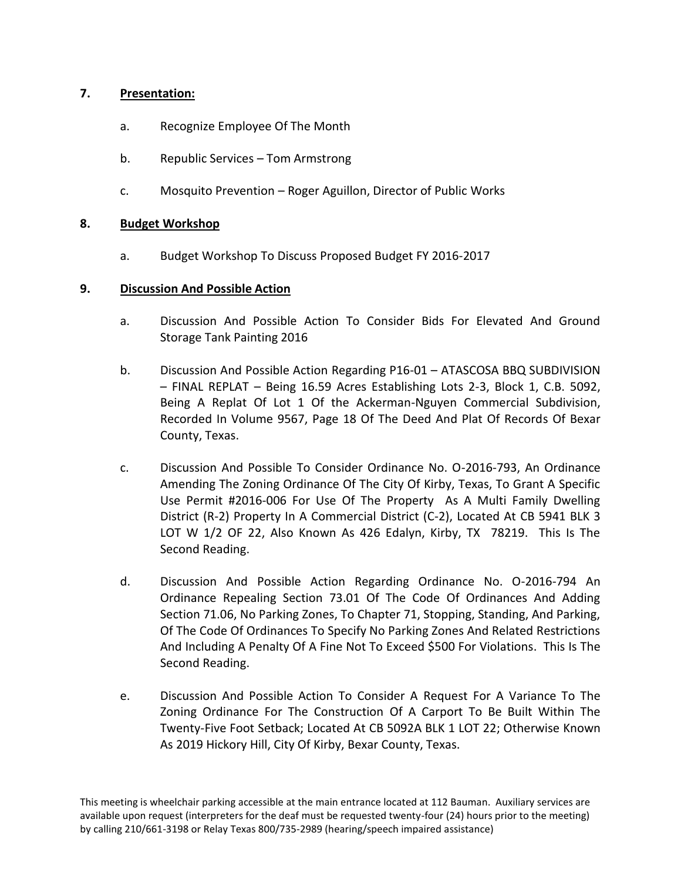7. **Presentation:**

   a. Recognize Employee Of The Month

   b. Republic Services – Tom Armstrong

   c. Mosquito Prevention – Roger Aguillon, Director of Public Works

8. **Budget Workshop**

   a. Budget Workshop To Discuss Proposed Budget FY 2016-2017

9. **Discussion And Possible Action**

   a. Discussion And Possible Action To Consider Bids For Elevated And Ground Storage Tank Painting 2016

   b. Discussion And Possible Action Regarding P16-01 – ATASCOSA BBQ SUBDIVISION – FINAL REPLAT – Being 16.59 Acres Establishing Lots 2-3, Block 1, C.B. 5092, Being A Replat Of Lot 1 Of the Ackerman-Nguyen Commercial Subdivision, Recorded In Volume 9567, Page 18 Of The Deed And Plat Of Records Of Bexar County, Texas.

   c. Discussion And Possible To Consider Ordinance No. O-2016-793, An Ordinance Amending The Zoning Ordinance Of The City Of Kirby, Texas, To Grant A Specific Use Permit #2016-006 For Use Of The Property As A Multi Family Dwelling District (R-2) Property In A Commercial District (C-2), Located At CB 5941 BLK 3 LOT W 1/2 OF 22, Also Known As 426 Edalyn, Kirby, TX 78219. This Is The Second Reading.

   d. Discussion And Possible Action Regarding Ordinance No. O-2016-794 An Ordinance Repealing Section 73.01 Of The Code Of Ordinances And Adding Section 71.06, No Parking Zones, To Chapter 71, Stopping, Standing, And Parking, Of The Code Of Ordinances To Specify No Parking Zones And Related Restrictions And Including A Penalty Of A Fine Not To Exceed $500 For Violations. This Is The Second Reading.

   e. Discussion And Possible Action To Consider A Request For A Variance To The Zoning Ordinance For The Construction Of A Carport To Be Built Within The Twenty-Five Foot Setback; Located At CB 5092A BLK 1 LOT 22; Otherwise Known As 2019 Hickory Hill, City Of Kirby, Bexar County, Texas.

This meeting is wheelchair parking accessible at the main entrance located at 112 Bauman. Auxiliary services are available upon request (interpreters for the deaf must be requested twenty-four (24) hours prior to the meeting) by calling 210/661-3198 or Relay Texas 800/735-2989 (hearing/speech impaired assistance)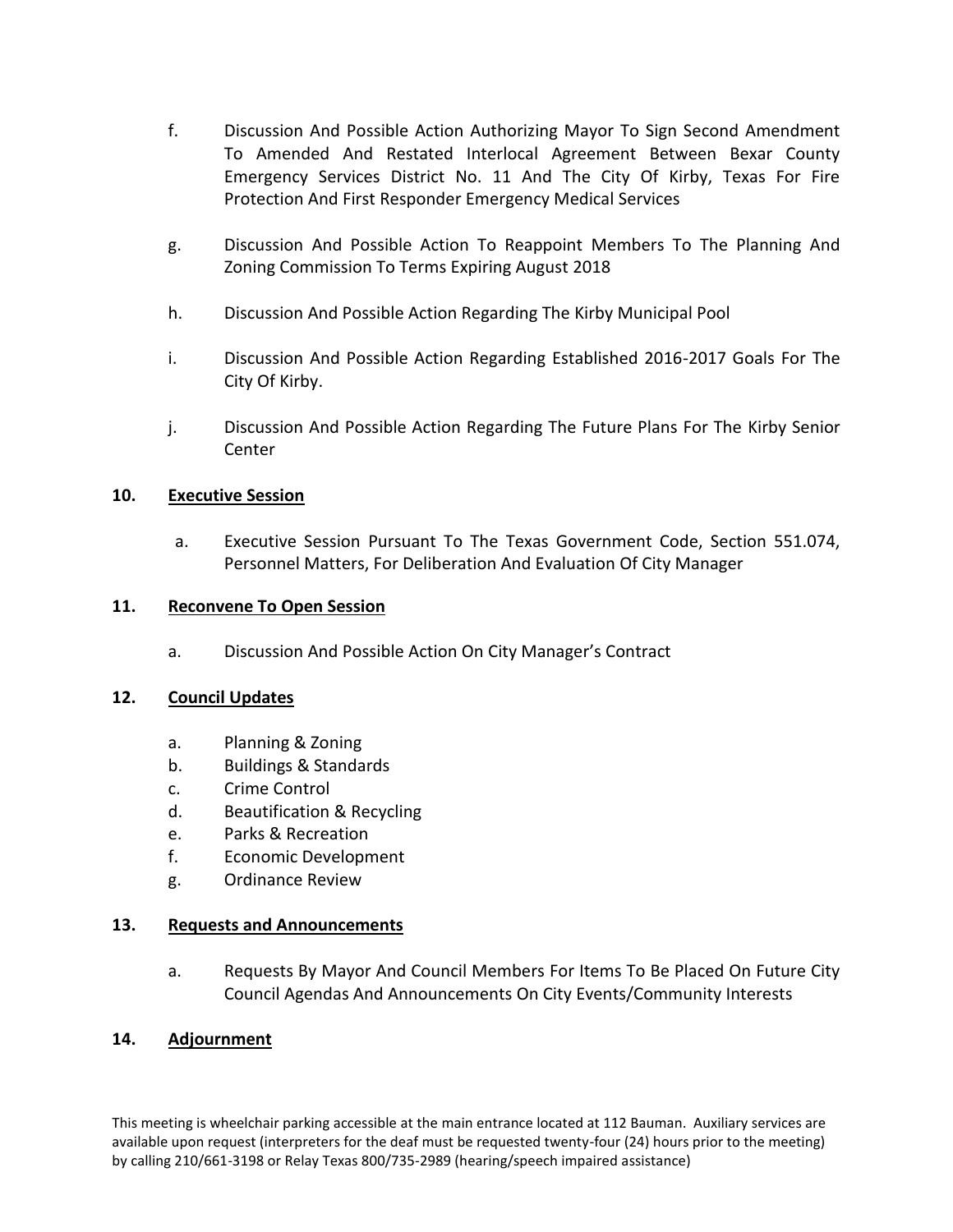f. Discussion And Possible Action Authorizing Mayor To Sign Second Amendment To Amended And Restated Interlocal Agreement Between Bexar County Emergency Services District No. 11 And The City Of Kirby, Texas For Fire Protection And First Responder Emergency Medical Services

g. Discussion And Possible Action To Reappoint Members To The Planning And Zoning Commission To Terms Expiring August 2018

h. Discussion And Possible Action Regarding The Kirby Municipal Pool

i. Discussion And Possible Action Regarding Established 2016-2017 Goals For The City Of Kirby.

j. Discussion And Possible Action Regarding The Future Plans For The Kirby Senior Center

**10. <u>Executive Session</u>**

a. Executive Session Pursuant To The Texas Government Code, Section 551.074, Personnel Matters, For Deliberation And Evaluation Of City Manager

**11. <u>Reconvene To Open Session</u>**

a. Discussion And Possible Action On City Manager's Contract

**12. <u>Council Updates</u>**

a. Planning & Zoning
b. Buildings & Standards
c. Crime Control
d. Beautification & Recycling
e. Parks & Recreation
f. Economic Development
g. Ordinance Review

**13. <u>Requests and Announcements</u>**

a. Requests By Mayor And Council Members For Items To Be Placed On Future City Council Agendas And Announcements On City Events/Community Interests

**14. <u>Adjournment</u>**

This meeting is wheelchair parking accessible at the main entrance located at 112 Bauman. Auxiliary services are available upon request (interpreters for the deaf must be requested twenty-four (24) hours prior to the meeting) by calling 210/661-3198 or Relay Texas 800/735-2989 (hearing/speech impaired assistance)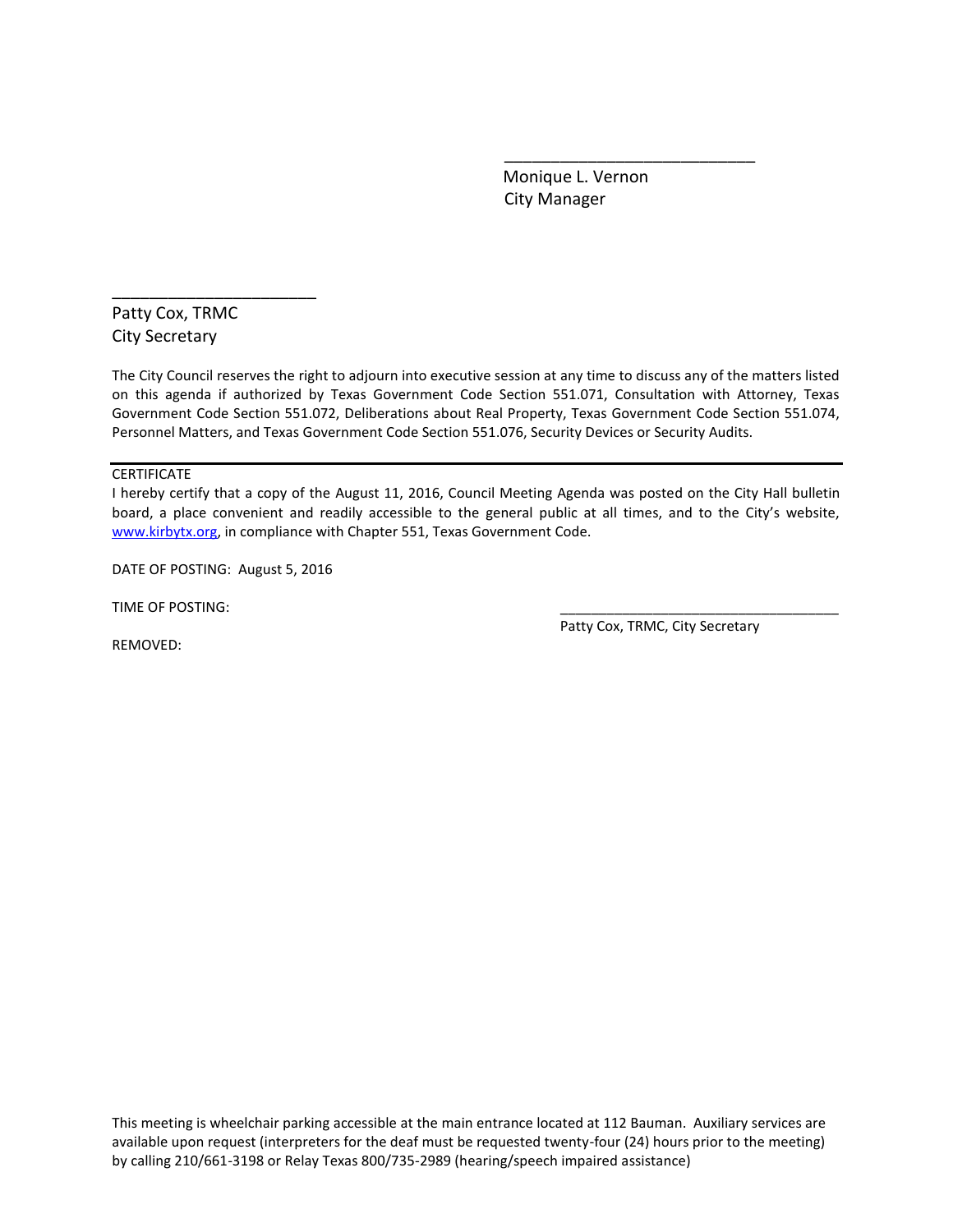\_\_\_\_\_\_\_\_\_\_\_\_\_\_\_\_\_\_\_\_\_\_\_\_\_\_\_\_\_\_

Monique L. Vernon
City Manager

\_\_\_\_\_\_\_\_\_\_\_\_\_\_\_\_\_\_\_\_\_\_\_\_\_

Patty Cox, TRMC
City Secretary

The City Council reserves the right to adjourn into executive session at any time to discuss any of the matters listed on this agenda if authorized by Texas Government Code Section 551.071, Consultation with Attorney, Texas Government Code Section 551.072, Deliberations about Real Property, Texas Government Code Section 551.074, Personnel Matters, and Texas Government Code Section 551.076, Security Devices or Security Audits.

---

CERTIFICATE

I hereby certify that a copy of the August 11, 2016, Council Meeting Agenda was posted on the City Hall bulletin board, a place convenient and readily accessible to the general public at all times, and to the City's website, www.kirbytx.org, in compliance with Chapter 551, Texas Government Code.

DATE OF POSTING: August 5, 2016

TIME OF POSTING:

\_\_\_\_\_\_\_\_\_\_\_\_\_\_\_\_\_\_\_\_\_\_\_\_\_\_\_\_\_\_\_\_\_\_\_\_

Patty Cox, TRMC, City Secretary

REMOVED:

This meeting is wheelchair parking accessible at the main entrance located at 112 Bauman. Auxiliary services are available upon request (interpreters for the deaf must be requested twenty-four (24) hours prior to the meeting) by calling 210/661-3198 or Relay Texas 800/735-2989 (hearing/speech impaired assistance)